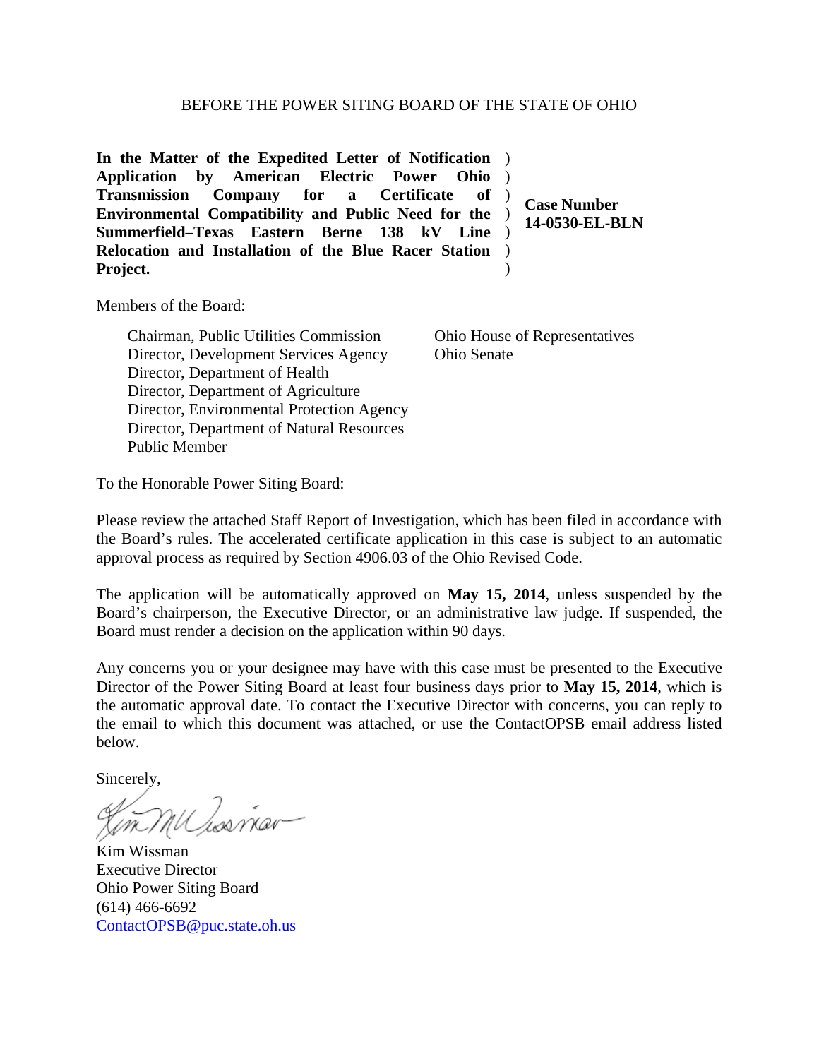BEFORE THE POWER SITING BOARD OF THE STATE OF OHIO

| | |
|---|---|
| **In the Matter of the Expedited Letter of Notification Application by American Electric Power Ohio Transmission Company for a Certificate of Environmental Compatibility and Public Need for the Summerfield–Texas Eastern Berne 138 kV Line Relocation and Installation of the Blue Racer Station Project.** | **Case Number 14-0530-EL-BLN** |

Members of the Board:

Chairman, Public Utilities Commission
Director, Development Services Agency
Director, Department of Health
Director, Department of Agriculture
Director, Environmental Protection Agency
Director, Department of Natural Resources
Public Member

Ohio House of Representatives
Ohio Senate

To the Honorable Power Siting Board:

Please review the attached Staff Report of Investigation, which has been filed in accordance with the Board's rules. The accelerated certificate application in this case is subject to an automatic approval process as required by Section 4906.03 of the Ohio Revised Code.

The application will be automatically approved on **May 15, 2014**, unless suspended by the Board's chairperson, the Executive Director, or an administrative law judge. If suspended, the Board must render a decision on the application within 90 days.

Any concerns you or your designee may have with this case must be presented to the Executive Director of the Power Siting Board at least four business days prior to **May 15, 2014**, which is the automatic approval date. To contact the Executive Director with concerns, you can reply to the email to which this document was attached, or use the ContactOPSB email address listed below.

Sincerely,

Kim Wissman
Executive Director
Ohio Power Siting Board
(614) 466-6692
ContactOPSB@puc.state.oh.us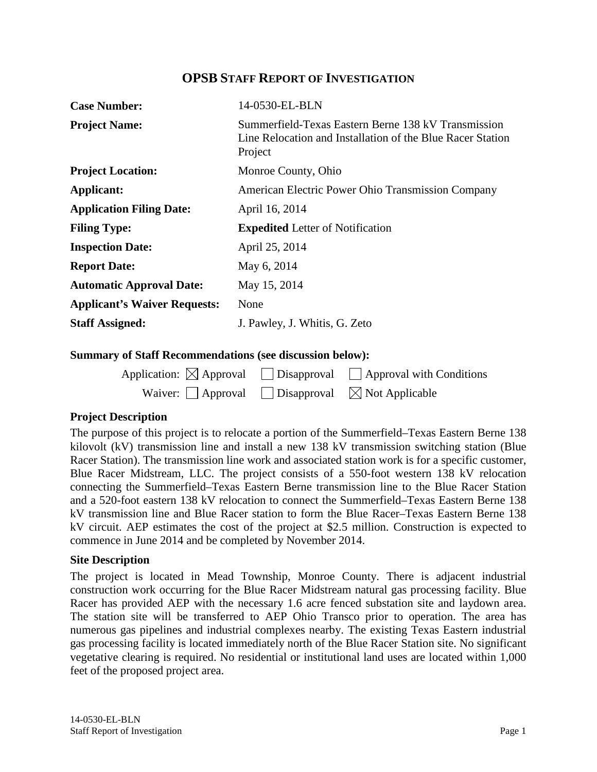# OPSB STAFF REPORT OF INVESTIGATION

| | |
|---|---|
| **Case Number:** | 14-0530-EL-BLN |
| **Project Name:** | Summerfield-Texas Eastern Berne 138 kV Transmission Line Relocation and Installation of the Blue Racer Station Project |
| **Project Location:** | Monroe County, Ohio |
| **Applicant:** | American Electric Power Ohio Transmission Company |
| **Application Filing Date:** | April 16, 2014 |
| **Filing Type:** | **Expedited** Letter of Notification |
| **Inspection Date:** | April 25, 2014 |
| **Report Date:** | May 6, 2014 |
| **Automatic Approval Date:** | May 15, 2014 |
| **Applicant's Waiver Requests:** | None |
| **Staff Assigned:** | J. Pawley, J. Whitis, G. Zeto |

**Summary of Staff Recommendations (see discussion below):**

Application: ☒ Approval ☐ Disapproval ☐ Approval with Conditions

Waiver: ☐ Approval ☐ Disapproval ☒ Not Applicable

### Project Description

The purpose of this project is to relocate a portion of the Summerfield–Texas Eastern Berne 138 kilovolt (kV) transmission line and install a new 138 kV transmission switching station (Blue Racer Station). The transmission line work and associated station work is for a specific customer, Blue Racer Midstream, LLC. The project consists of a 550-foot western 138 kV relocation connecting the Summerfield–Texas Eastern Berne transmission line to the Blue Racer Station and a 520-foot eastern 138 kV relocation to connect the Summerfield–Texas Eastern Berne 138 kV transmission line and Blue Racer station to form the Blue Racer–Texas Eastern Berne 138 kV circuit. AEP estimates the cost of the project at $2.5 million. Construction is expected to commence in June 2014 and be completed by November 2014.

### Site Description

The project is located in Mead Township, Monroe County. There is adjacent industrial construction work occurring for the Blue Racer Midstream natural gas processing facility. Blue Racer has provided AEP with the necessary 1.6 acre fenced substation site and laydown area. The station site will be transferred to AEP Ohio Transco prior to operation. The area has numerous gas pipelines and industrial complexes nearby. The existing Texas Eastern industrial gas processing facility is located immediately north of the Blue Racer Station site. No significant vegetative clearing is required. No residential or institutional land uses are located within 1,000 feet of the proposed project area.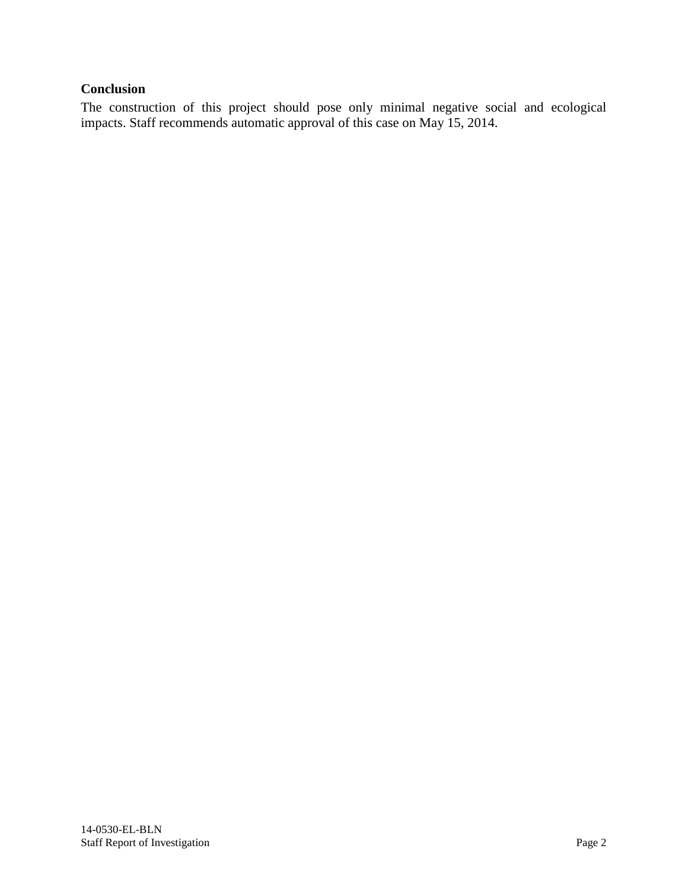**Conclusion**

The construction of this project should pose only minimal negative social and ecological impacts. Staff recommends automatic approval of this case on May 15, 2014.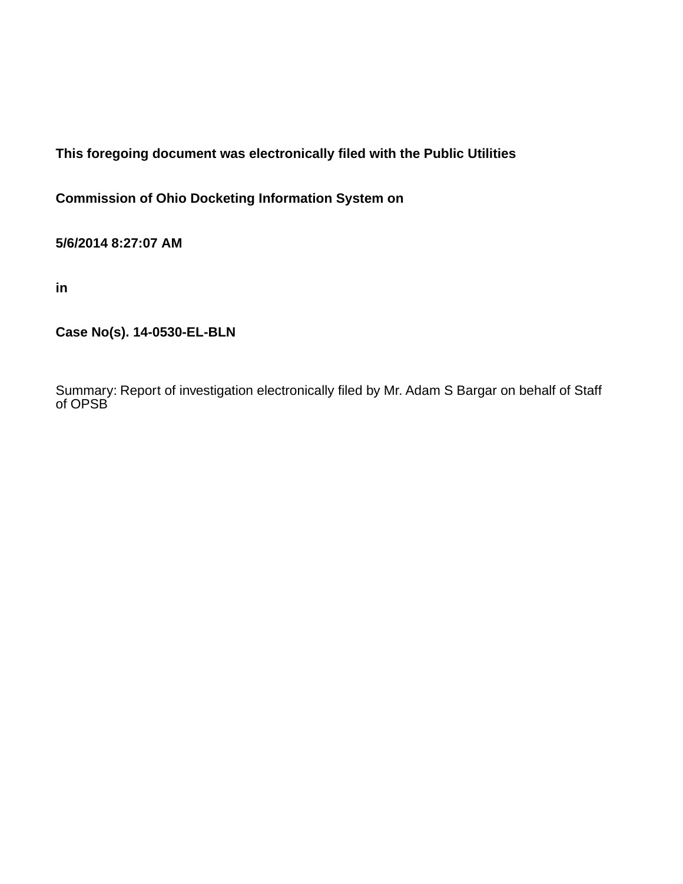**This foregoing document was electronically filed with the Public Utilities**

**Commission of Ohio Docketing Information System on**

**5/6/2014 8:27:07 AM**

**in**

**Case No(s). 14-0530-EL-BLN**

Summary: Report of investigation electronically filed by Mr. Adam S Bargar on behalf of Staff of OPSB